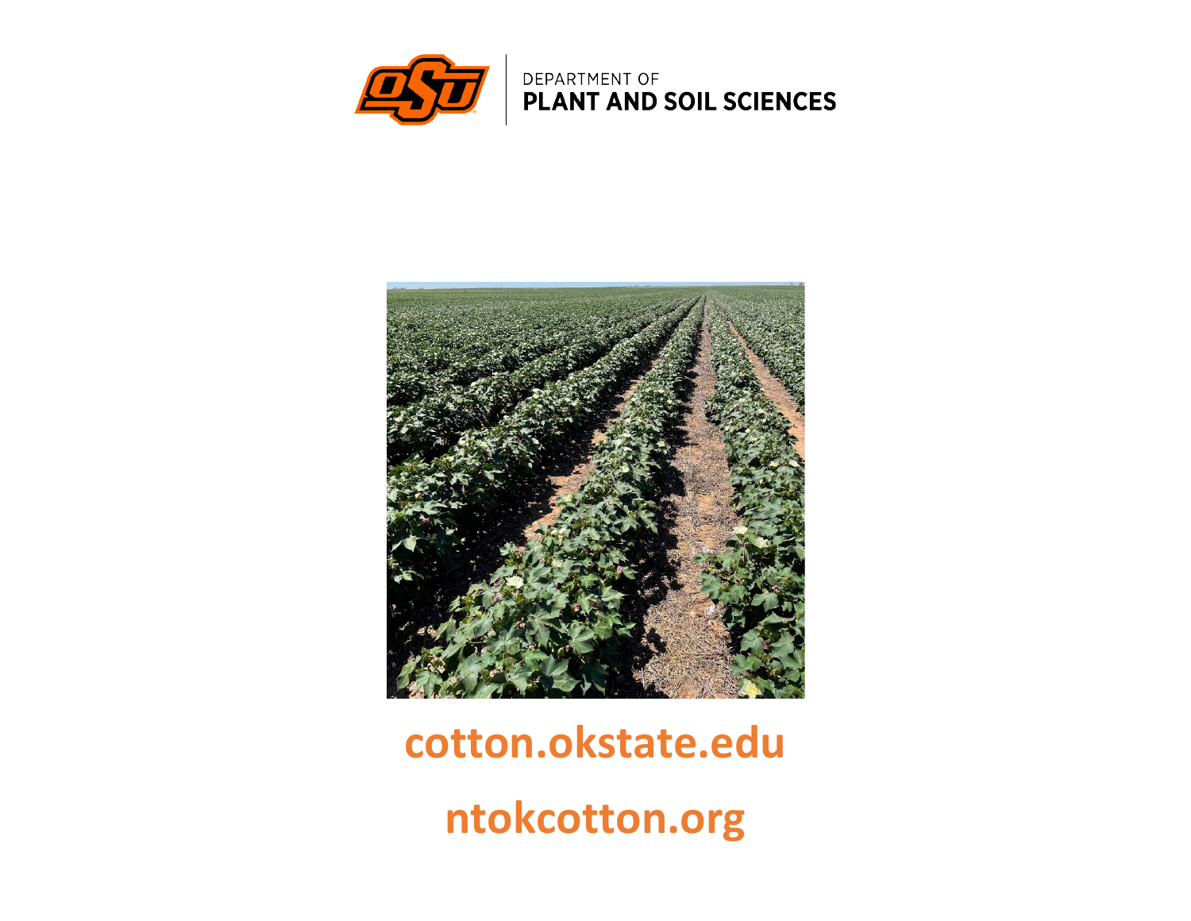DEPARTMENT OF
**PLANT AND SOIL SCIENCES**

**cotton.okstate.edu**

**ntokcotton.org**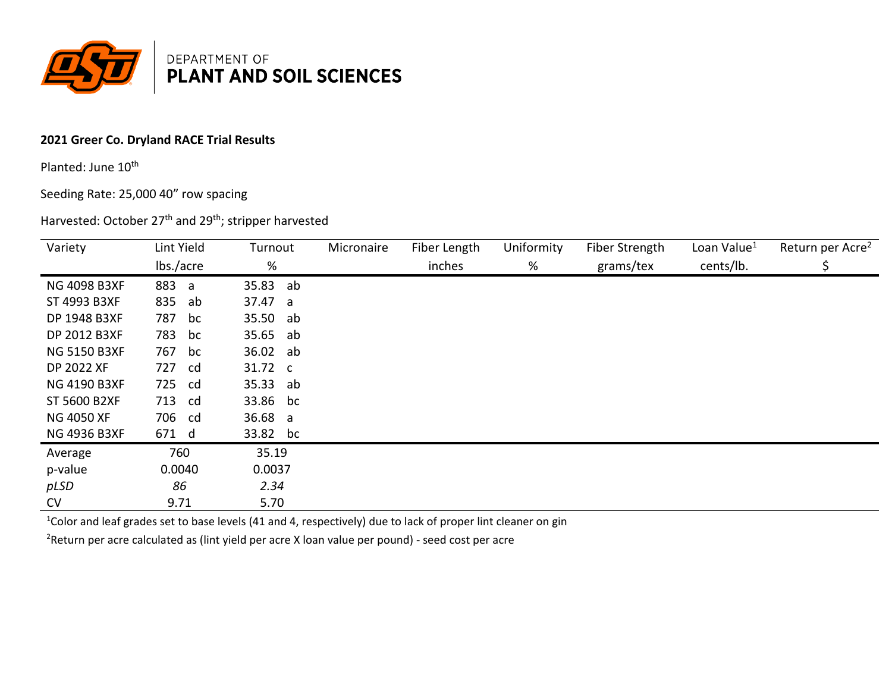DEPARTMENT OF
**PLANT AND SOIL SCIENCES**

**2021 Greer Co. Dryland RACE Trial Results**

Planted: June 10th

Seeding Rate: 25,000 40" row spacing

Harvested: October 27th and 29th; stripper harvested

| Variety | Lint Yield lbs./acre | Turnout % | Micronaire | Fiber Length inches | Uniformity % | Fiber Strength grams/tex | Loan Value[1] cents/lb. | Return per Acre[2] $ |
|---|---|---|---|---|---|---|---|---|
| NG 4098 B3XF | 883 a | 35.83 ab | | | | | | |
| ST 4993 B3XF | 835 ab | 37.47 a | | | | | | |
| DP 1948 B3XF | 787 bc | 35.50 ab | | | | | | |
| DP 2012 B3XF | 783 bc | 35.65 ab | | | | | | |
| NG 5150 B3XF | 767 bc | 36.02 ab | | | | | | |
| DP 2022 XF | 727 cd | 31.72 c | | | | | | |
| NG 4190 B3XF | 725 cd | 35.33 ab | | | | | | |
| ST 5600 B2XF | 713 cd | 33.86 bc | | | | | | |
| NG 4050 XF | 706 cd | 36.68 a | | | | | | |
| NG 4936 B3XF | 671 d | 33.82 bc | | | | | | |
| Average | 760 | 35.19 | | | | | | |
| p-value | 0.0040 | 0.0037 | | | | | | |
| *pLSD* | *86* | *2.34* | | | | | | |
| CV | 9.71 | 5.70 | | | | | | |

[1]Color and leaf grades set to base levels (41 and 4, respectively) due to lack of proper lint cleaner on gin

[2]Return per acre calculated as (lint yield per acre X loan value per pound) - seed cost per acre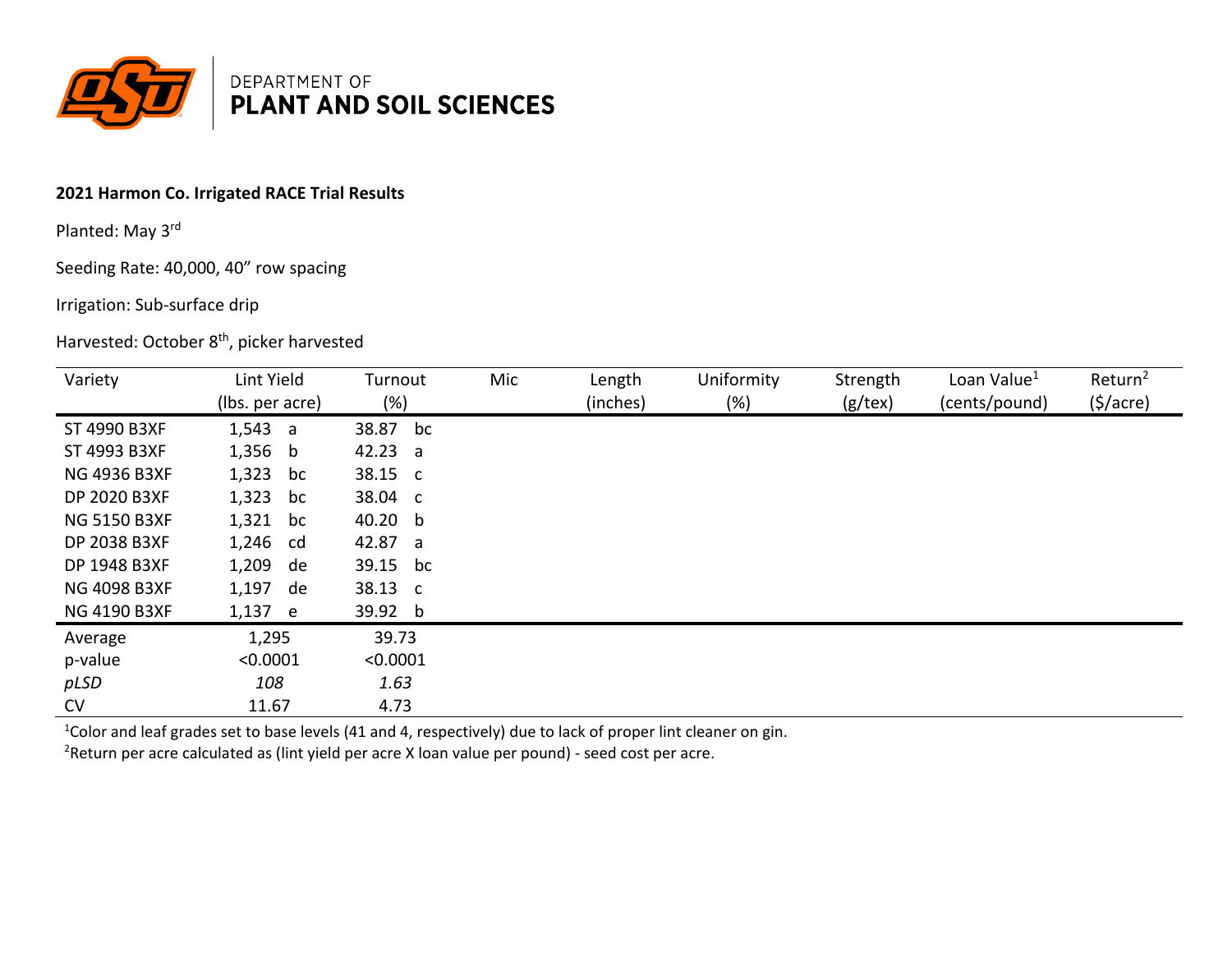DEPARTMENT OF
**PLANT AND SOIL SCIENCES**

**2021 Harmon Co. Irrigated RACE Trial Results**

Planted: May 3rd

Seeding Rate: 40,000, 40” row spacing

Irrigation: Sub-surface drip

Harvested: October 8th, picker harvested

| Variety | Lint Yield (lbs. per acre) | Turnout (%) | Mic | Length (inches) | Uniformity (%) | Strength (g/tex) | Loan Value[1] (cents/pound) | Return[2] ($/acre) |
|---|---|---|---|---|---|---|---|---|
| ST 4990 B3XF | 1,543 a | 38.87 bc | | | | | | |
| ST 4993 B3XF | 1,356 b | 42.23 a | | | | | | |
| NG 4936 B3XF | 1,323 bc | 38.15 c | | | | | | |
| DP 2020 B3XF | 1,323 bc | 38.04 c | | | | | | |
| NG 5150 B3XF | 1,321 bc | 40.20 b | | | | | | |
| DP 2038 B3XF | 1,246 cd | 42.87 a | | | | | | |
| DP 1948 B3XF | 1,209 de | 39.15 bc | | | | | | |
| NG 4098 B3XF | 1,197 de | 38.13 c | | | | | | |
| NG 4190 B3XF | 1,137 e | 39.92 b | | | | | | |
| Average | 1,295 | 39.73 | | | | | | |
| p-value | <0.0001 | <0.0001 | | | | | | |
| *pLSD* | *108* | *1.63* | | | | | | |
| CV | 11.67 | 4.73 | | | | | | |

[1]Color and leaf grades set to base levels (41 and 4, respectively) due to lack of proper lint cleaner on gin.

[2]Return per acre calculated as (lint yield per acre X loan value per pound) - seed cost per acre.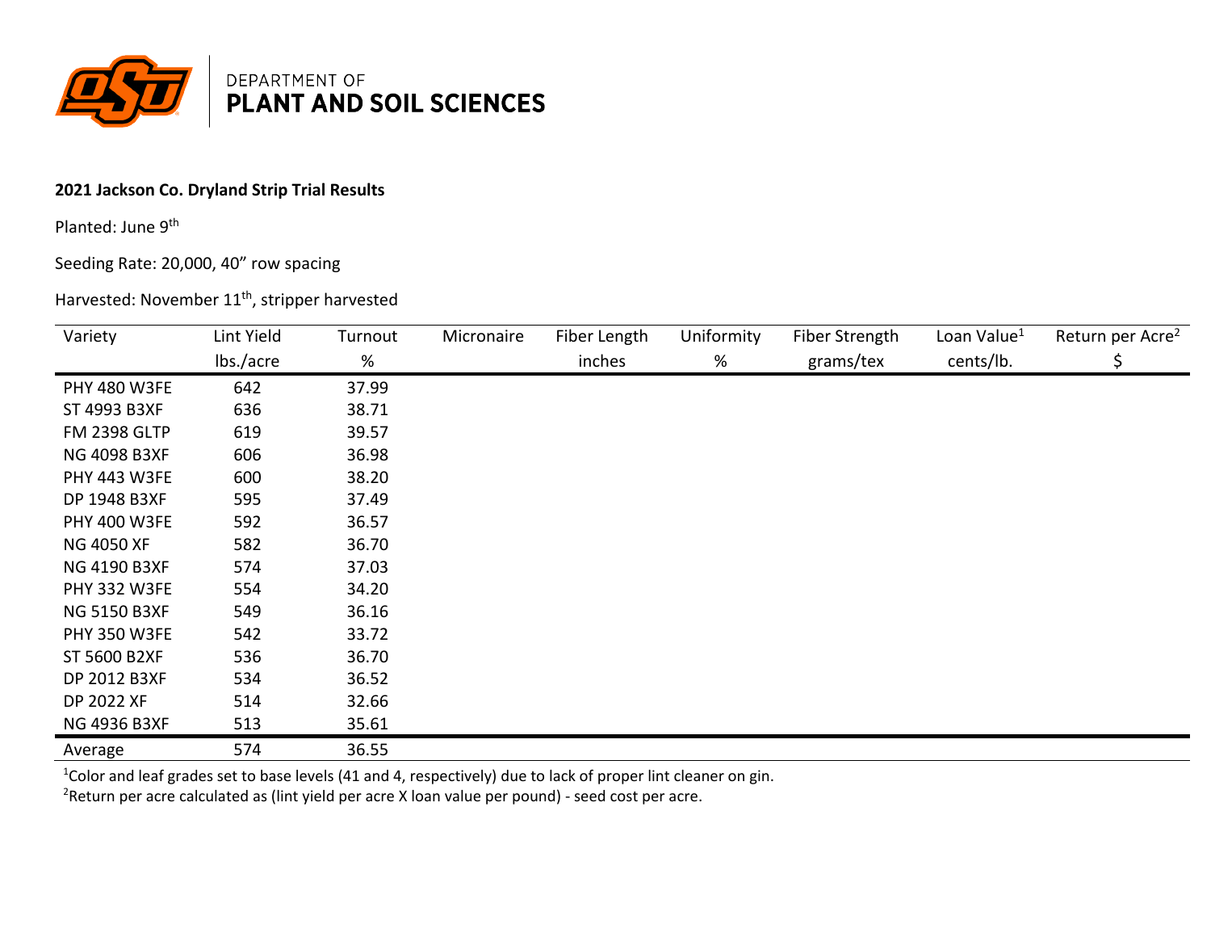DEPARTMENT OF
**PLANT AND SOIL SCIENCES**

**2021 Jackson Co. Dryland Strip Trial Results**

Planted: June 9th

Seeding Rate: 20,000, 40" row spacing

Harvested: November 11th, stripper harvested

| Variety | Lint Yield lbs./acre | Turnout % | Micronaire | Fiber Length inches | Uniformity % | Fiber Strength grams/tex | Loan Value[1] cents/lb. | Return per Acre[2] $ |
|---|---|---|---|---|---|---|---|---|
| PHY 480 W3FE | 642 | 37.99 | | | | | | |
| ST 4993 B3XF | 636 | 38.71 | | | | | | |
| FM 2398 GLTP | 619 | 39.57 | | | | | | |
| NG 4098 B3XF | 606 | 36.98 | | | | | | |
| PHY 443 W3FE | 600 | 38.20 | | | | | | |
| DP 1948 B3XF | 595 | 37.49 | | | | | | |
| PHY 400 W3FE | 592 | 36.57 | | | | | | |
| NG 4050 XF | 582 | 36.70 | | | | | | |
| NG 4190 B3XF | 574 | 37.03 | | | | | | |
| PHY 332 W3FE | 554 | 34.20 | | | | | | |
| NG 5150 B3XF | 549 | 36.16 | | | | | | |
| PHY 350 W3FE | 542 | 33.72 | | | | | | |
| ST 5600 B2XF | 536 | 36.70 | | | | | | |
| DP 2012 B3XF | 534 | 36.52 | | | | | | |
| DP 2022 XF | 514 | 32.66 | | | | | | |
| NG 4936 B3XF | 513 | 35.61 | | | | | | |
| Average | 574 | 36.55 | | | | | | |

[1]Color and leaf grades set to base levels (41 and 4, respectively) due to lack of proper lint cleaner on gin.

[2]Return per acre calculated as (lint yield per acre X loan value per pound) - seed cost per acre.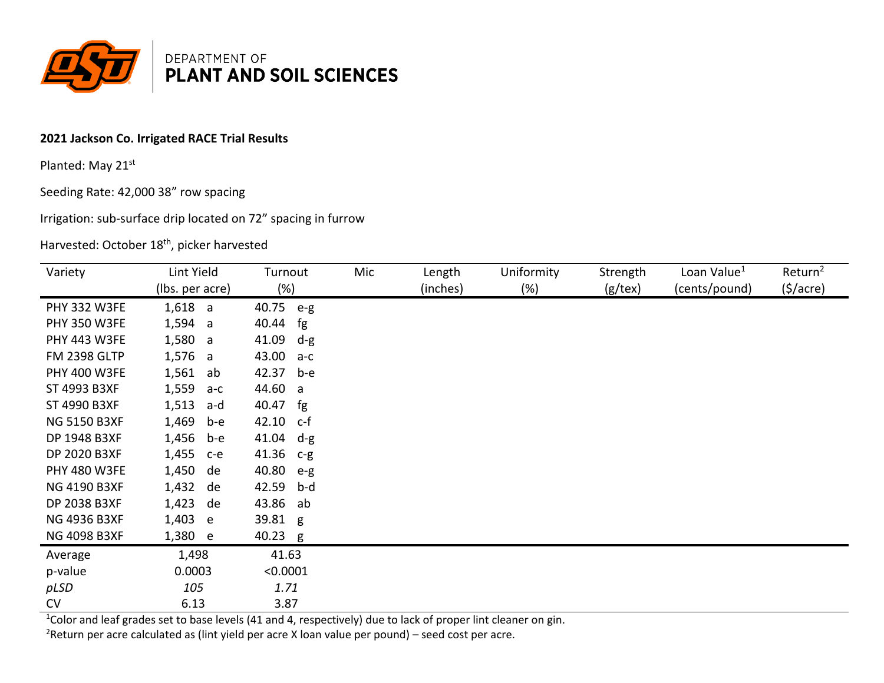DEPARTMENT OF
**PLANT AND SOIL SCIENCES**

**2021 Jackson Co. Irrigated RACE Trial Results**

Planted: May 21st

Seeding Rate: 42,000 38” row spacing

Irrigation: sub-surface drip located on 72” spacing in furrow

Harvested: October 18th, picker harvested

| Variety | Lint Yield (lbs. per acre) | | Turnout (%) | | Mic | Length (inches) | Uniformity (%) | Strength (g/tex) | Loan Value[1] (cents/pound) | Return[2] ($/acre) |
|---|---|---|---|---|---|---|---|---|---|---|
| PHY 332 W3FE | 1,618 | a | 40.75 | e-g | | | | | | |
| PHY 350 W3FE | 1,594 | a | 40.44 | fg | | | | | | |
| PHY 443 W3FE | 1,580 | a | 41.09 | d-g | | | | | | |
| FM 2398 GLTP | 1,576 | a | 43.00 | a-c | | | | | | |
| PHY 400 W3FE | 1,561 | ab | 42.37 | b-e | | | | | | |
| ST 4993 B3XF | 1,559 | a-c | 44.60 | a | | | | | | |
| ST 4990 B3XF | 1,513 | a-d | 40.47 | fg | | | | | | |
| NG 5150 B3XF | 1,469 | b-e | 42.10 | c-f | | | | | | |
| DP 1948 B3XF | 1,456 | b-e | 41.04 | d-g | | | | | | |
| DP 2020 B3XF | 1,455 | c-e | 41.36 | c-g | | | | | | |
| PHY 480 W3FE | 1,450 | de | 40.80 | e-g | | | | | | |
| NG 4190 B3XF | 1,432 | de | 42.59 | b-d | | | | | | |
| DP 2038 B3XF | 1,423 | de | 43.86 | ab | | | | | | |
| NG 4936 B3XF | 1,403 | e | 39.81 | g | | | | | | |
| NG 4098 B3XF | 1,380 | e | 40.23 | g | | | | | | |
| Average | 1,498 | | 41.63 | | | | | | | |
| p-value | 0.0003 | | <0.0001 | | | | | | | |
| *pLSD* | *105* | | *1.71* | | | | | | | |
| CV | 6.13 | | 3.87 | | | | | | | |

[1]Color and leaf grades set to base levels (41 and 4, respectively) due to lack of proper lint cleaner on gin.

[2]Return per acre calculated as (lint yield per acre X loan value per pound) – seed cost per acre.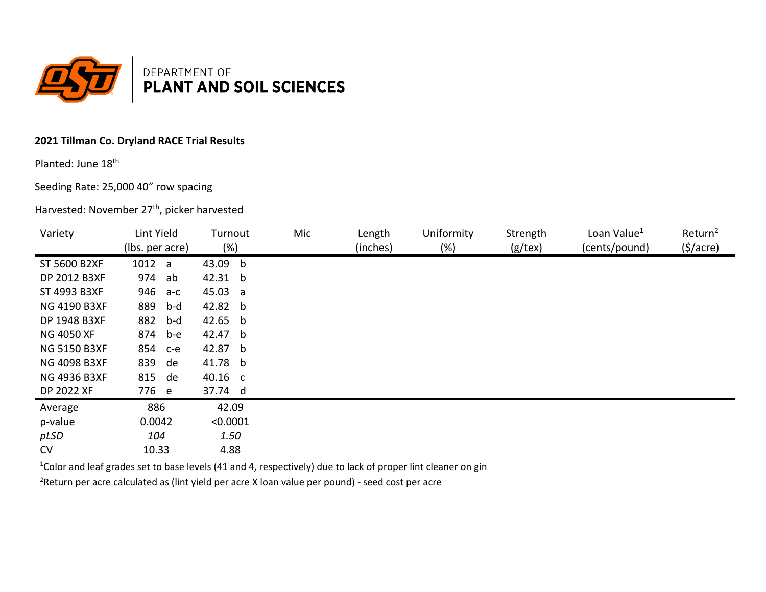DEPARTMENT OF
**PLANT AND SOIL SCIENCES**

**2021 Tillman Co. Dryland RACE Trial Results**

Planted: June 18th

Seeding Rate: 25,000 40" row spacing

Harvested: November 27th, picker harvested

| Variety | Lint Yield (lbs. per acre) | Turnout (%) | Mic | Length (inches) | Uniformity (%) | Strength (g/tex) | Loan Value[1] (cents/pound) | Return[2] ($/acre) |
|---|---|---|---|---|---|---|---|---|
| ST 5600 B2XF | 1012 a | 43.09 b | | | | | | |
| DP 2012 B3XF | 974 ab | 42.31 b | | | | | | |
| ST 4993 B3XF | 946 a-c | 45.03 a | | | | | | |
| NG 4190 B3XF | 889 b-d | 42.82 b | | | | | | |
| DP 1948 B3XF | 882 b-d | 42.65 b | | | | | | |
| NG 4050 XF | 874 b-e | 42.47 b | | | | | | |
| NG 5150 B3XF | 854 c-e | 42.87 b | | | | | | |
| NG 4098 B3XF | 839 de | 41.78 b | | | | | | |
| NG 4936 B3XF | 815 de | 40.16 c | | | | | | |
| DP 2022 XF | 776 e | 37.74 d | | | | | | |
| Average | 886 | 42.09 | | | | | | |
| p-value | 0.0042 | <0.0001 | | | | | | |
| *pLSD* | *104* | *1.50* | | | | | | |
| CV | 10.33 | 4.88 | | | | | | |

[1]Color and leaf grades set to base levels (41 and 4, respectively) due to lack of proper lint cleaner on gin

[2]Return per acre calculated as (lint yield per acre X loan value per pound) - seed cost per acre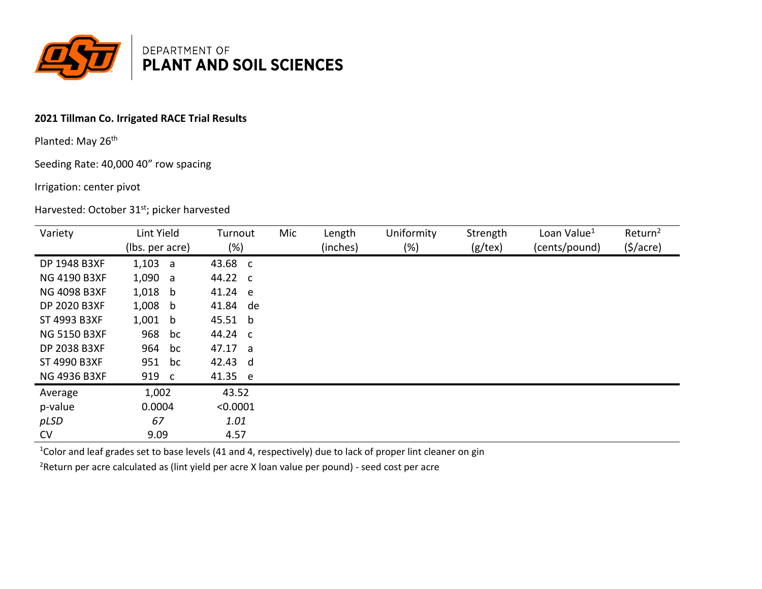DEPARTMENT OF
**PLANT AND SOIL SCIENCES**

**2021 Tillman Co. Irrigated RACE Trial Results**

Planted: May 26th

Seeding Rate: 40,000 40" row spacing

Irrigation: center pivot

Harvested: October 31st; picker harvested

| Variety | Lint Yield (lbs. per acre) | Turnout (%) | Mic | Length (inches) | Uniformity (%) | Strength (g/tex) | Loan Value[1] (cents/pound) | Return[2] ($/acre) |
|---|---|---|---|---|---|---|---|---|
| DP 1948 B3XF | 1,103 a | 43.68 c | | | | | | |
| NG 4190 B3XF | 1,090 a | 44.22 c | | | | | | |
| NG 4098 B3XF | 1,018 b | 41.24 e | | | | | | |
| DP 2020 B3XF | 1,008 b | 41.84 de | | | | | | |
| ST 4993 B3XF | 1,001 b | 45.51 b | | | | | | |
| NG 5150 B3XF | 968 bc | 44.24 c | | | | | | |
| DP 2038 B3XF | 964 bc | 47.17 a | | | | | | |
| ST 4990 B3XF | 951 bc | 42.43 d | | | | | | |
| NG 4936 B3XF | 919 c | 41.35 e | | | | | | |
| Average | 1,002 | 43.52 | | | | | | |
| p-value | 0.0004 | <0.0001 | | | | | | |
| *pLSD* | *67* | *1.01* | | | | | | |
| CV | 9.09 | 4.57 | | | | | | |

[1]Color and leaf grades set to base levels (41 and 4, respectively) due to lack of proper lint cleaner on gin

[2]Return per acre calculated as (lint yield per acre X loan value per pound) - seed cost per acre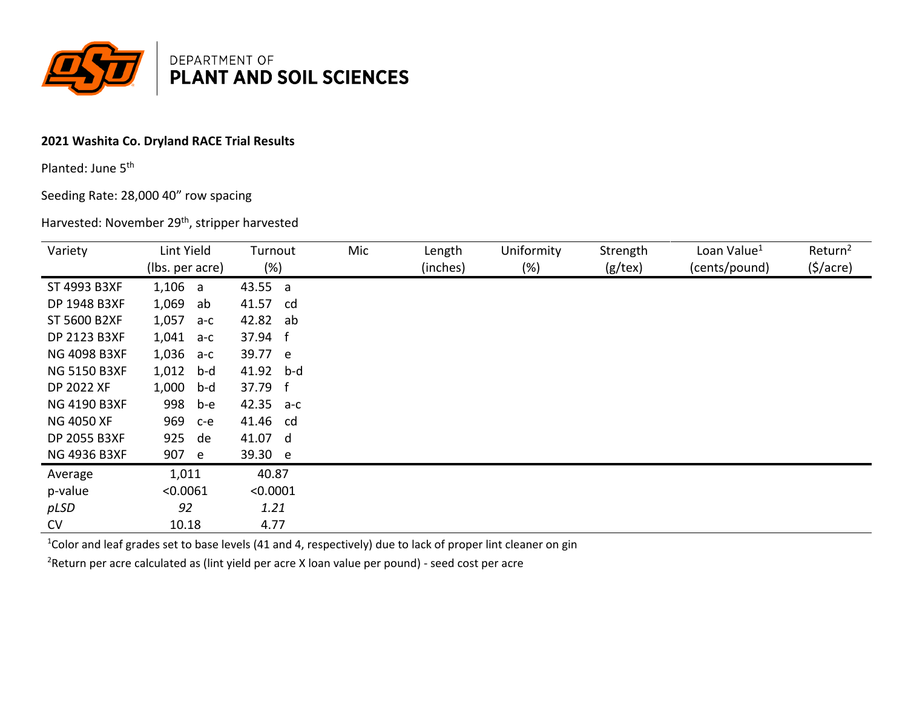DEPARTMENT OF
**PLANT AND SOIL SCIENCES**

**2021 Washita Co. Dryland RACE Trial Results**

Planted: June 5th

Seeding Rate: 28,000 40" row spacing

Harvested: November 29th, stripper harvested

| Variety | Lint Yield (lbs. per acre) | Turnout (%) | Mic | Length (inches) | Uniformity (%) | Strength (g/tex) | Loan Value[1] (cents/pound) | Return[2] ($/acre) |
|---|---|---|---|---|---|---|---|---|
| ST 4993 B3XF | 1,106 a | 43.55 a | | | | | | |
| DP 1948 B3XF | 1,069 ab | 41.57 cd | | | | | | |
| ST 5600 B2XF | 1,057 a-c | 42.82 ab | | | | | | |
| DP 2123 B3XF | 1,041 a-c | 37.94 f | | | | | | |
| NG 4098 B3XF | 1,036 a-c | 39.77 e | | | | | | |
| NG 5150 B3XF | 1,012 b-d | 41.92 b-d | | | | | | |
| DP 2022 XF | 1,000 b-d | 37.79 f | | | | | | |
| NG 4190 B3XF | 998 b-e | 42.35 a-c | | | | | | |
| NG 4050 XF | 969 c-e | 41.46 cd | | | | | | |
| DP 2055 B3XF | 925 de | 41.07 d | | | | | | |
| NG 4936 B3XF | 907 e | 39.30 e | | | | | | |
| Average | 1,011 | 40.87 | | | | | | |
| p-value | <0.0061 | <0.0001 | | | | | | |
| *pLSD* | *92* | *1.21* | | | | | | |
| CV | 10.18 | 4.77 | | | | | | |

[1]Color and leaf grades set to base levels (41 and 4, respectively) due to lack of proper lint cleaner on gin

[2]Return per acre calculated as (lint yield per acre X loan value per pound) - seed cost per acre